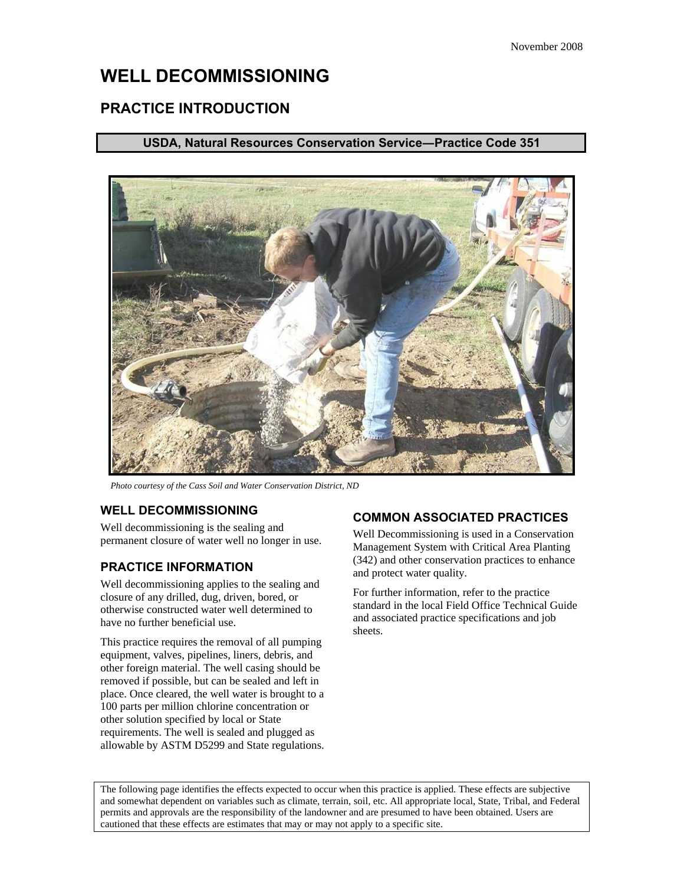November 2008

# WELL DECOMMISSIONING

## PRACTICE INTRODUCTION

**USDA, Natural Resources Conservation Service—Practice Code 351**

*Photo courtesy of the Cass Soil and Water Conservation District, ND*

### WELL DECOMMISSIONING

Well decommissioning is the sealing and permanent closure of water well no longer in use.

### PRACTICE INFORMATION

Well decommissioning applies to the sealing and closure of any drilled, dug, driven, bored, or otherwise constructed water well determined to have no further beneficial use.

This practice requires the removal of all pumping equipment, valves, pipelines, liners, debris, and other foreign material. The well casing should be removed if possible, but can be sealed and left in place. Once cleared, the well water is brought to a 100 parts per million chlorine concentration or other solution specified by local or State requirements. The well is sealed and plugged as allowable by ASTM D5299 and State regulations.

### COMMON ASSOCIATED PRACTICES

Well Decommissioning is used in a Conservation Management System with Critical Area Planting (342) and other conservation practices to enhance and protect water quality.

For further information, refer to the practice standard in the local Field Office Technical Guide and associated practice specifications and job sheets.

The following page identifies the effects expected to occur when this practice is applied. These effects are subjective and somewhat dependent on variables such as climate, terrain, soil, etc. All appropriate local, State, Tribal, and Federal permits and approvals are the responsibility of the landowner and are presumed to have been obtained. Users are cautioned that these effects are estimates that may or may not apply to a specific site.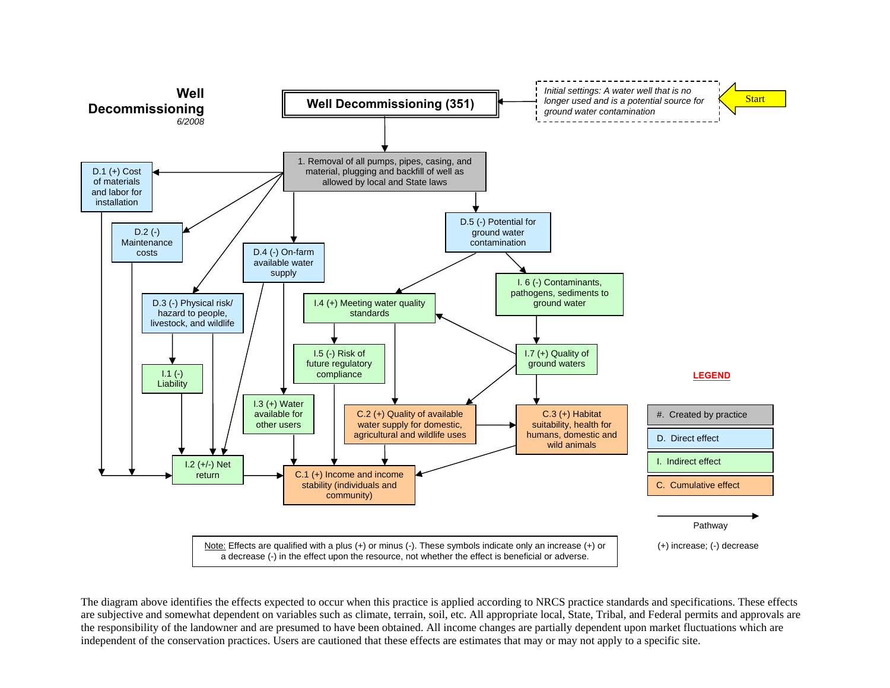# Well Decommissioning

*6/2008*

**Well Decommissioning (351)**

*Initial settings: A water well that is no longer used and is a potential source for ground water contamination*

Start

1. Removal of all pumps, pipes, casing, and material, plugging and backfill of well as allowed by local and State laws

D.1 (+) Cost of materials and labor for installation

D.2 (-) Maintenance costs

D.3 (-) Physical risk/ hazard to people, livestock, and wildlife

D.4 (-) On-farm available water supply

D.5 (-) Potential for ground water contamination

I. 6 (-) Contaminants, pathogens, sediments to ground water

I.4 (+) Meeting water quality standards

I.5 (-) Risk of future regulatory compliance

I.7 (+) Quality of ground waters

I.1 (-) Liability

I.3 (+) Water available for other users

C.2 (+) Quality of available water supply for domestic, agricultural and wildlife uses

C.3 (+) Habitat suitability, health for humans, domestic and wild animals

I.2 (+/-) Net return

C.1 (+) Income and income stability (individuals and community)

**LEGEND**

#. Created by practice

D. Direct effect

I. Indirect effect

C. Cumulative effect

Pathway

(+) increase; (-) decrease

Note: Effects are qualified with a plus (+) or minus (-). These symbols indicate only an increase (+) or a decrease (-) in the effect upon the resource, not whether the effect is beneficial or adverse.

The diagram above identifies the effects expected to occur when this practice is applied according to NRCS practice standards and specifications. These effects are subjective and somewhat dependent on variables such as climate, terrain, soil, etc. All appropriate local, State, Tribal, and Federal permits and approvals are the responsibility of the landowner and are presumed to have been obtained. All income changes are partially dependent upon market fluctuations which are independent of the conservation practices. Users are cautioned that these effects are estimates that may or may not apply to a specific site.